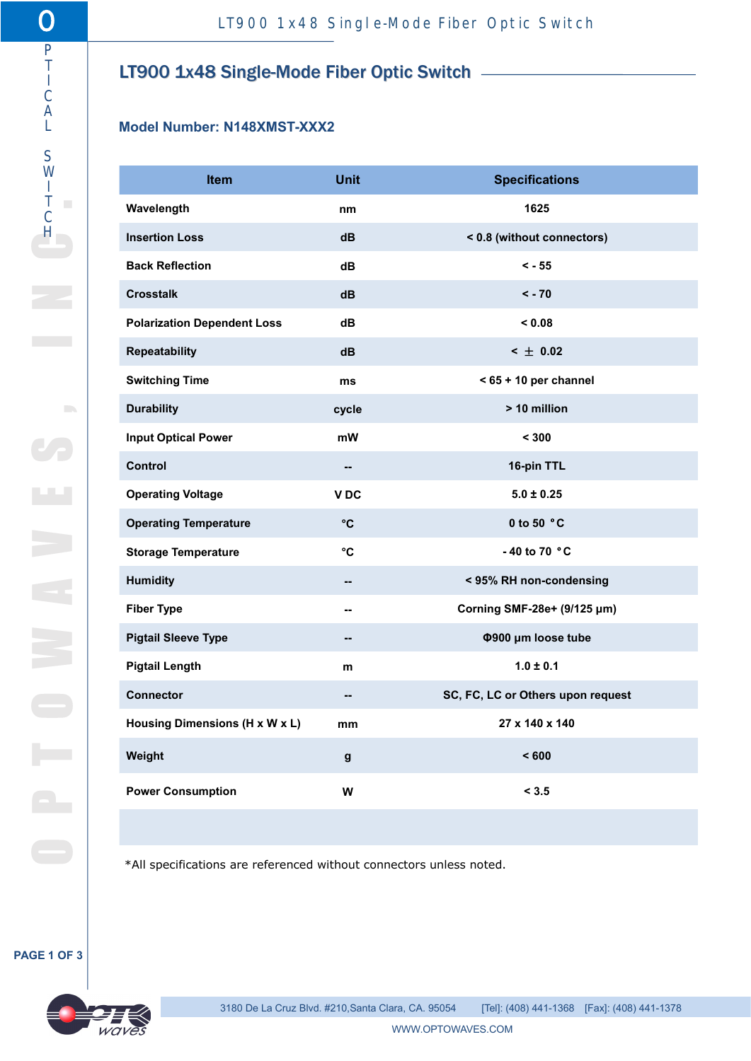# LT900 1x48 Single-Mode Fiber Optic Switch

### Model Number: N148XMST-XXX2

| Item | Unit | Specifications |
|---|---|---|
| Wavelength | nm | 1625 |
| Insertion Loss | dB | < 0.8 (without connectors) |
| Back Reflection | dB | < - 55 |
| Crosstalk | dB | < - 70 |
| Polarization Dependent Loss | dB | < 0.08 |
| Repeatability | dB | < ± 0.02 |
| Switching Time | ms | < 65 + 10 per channel |
| Durability | cycle | > 10 million |
| Input Optical Power | mW | < 300 |
| Control | -- | 16-pin TTL |
| Operating Voltage | V DC | 5.0 ± 0.25 |
| Operating Temperature | °C | 0 to 50 °C |
| Storage Temperature | °C | - 40 to 70 °C |
| Humidity | -- | < 95% RH non-condensing |
| Fiber Type | -- | Corning SMF-28e+ (9/125 µm) |
| Pigtail Sleeve Type | -- | Φ900 µm loose tube |
| Pigtail Length | m | 1.0 ± 0.1 |
| Connector | -- | SC, FC, LC or Others upon request |
| Housing Dimensions (H x W x L) | mm | 27 x 140 x 140 |
| Weight | g | < 600 |
| Power Consumption | W | < 3.5 |
| | | |

*All specifications are referenced without connectors unless noted.

3180 De La Cruz Blvd. #210,Santa Clara, CA. 95054 [Tel]: (408) 441-1368 [Fax]: (408) 441-1378

WWW.OPTOWAVES.COM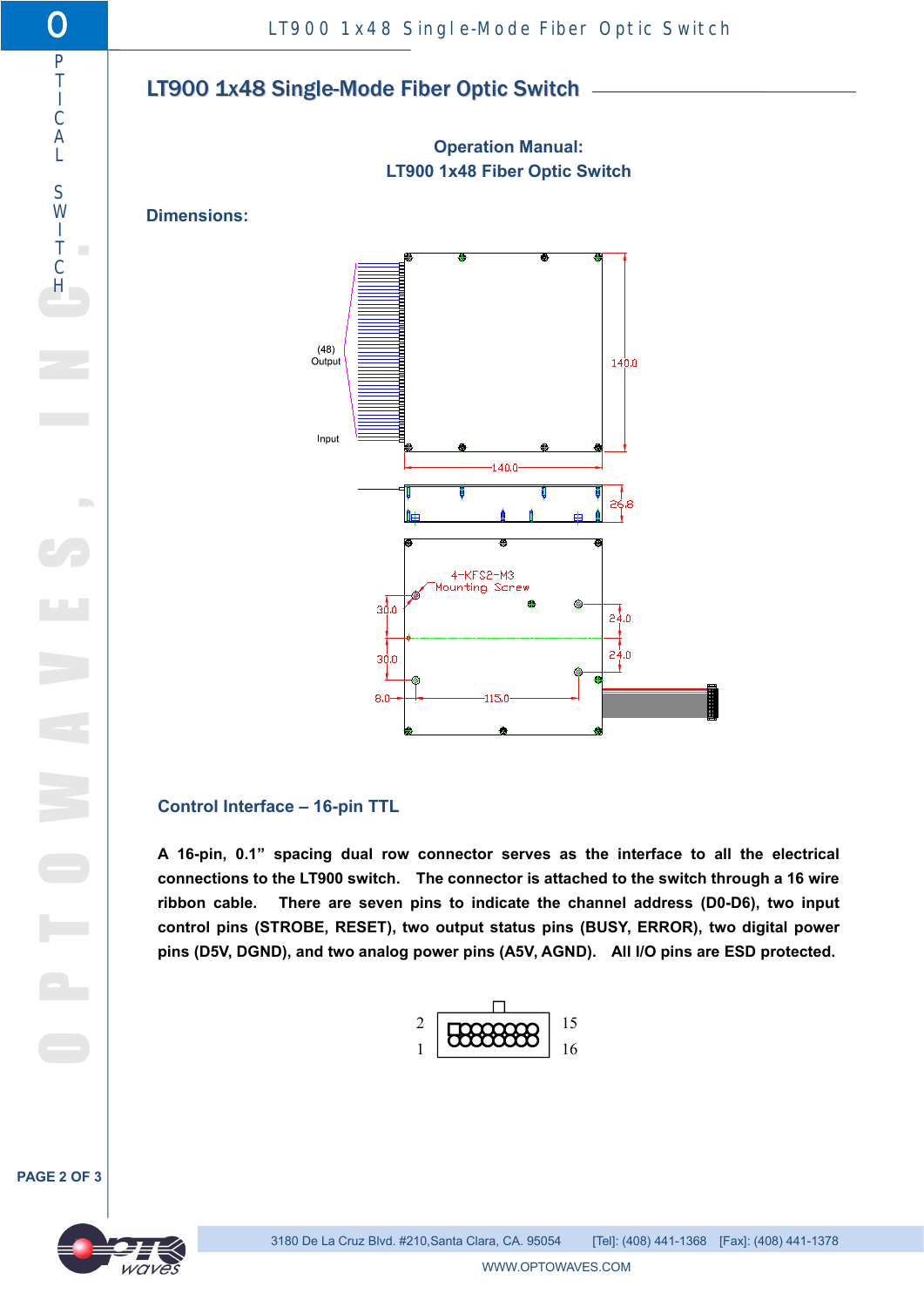## LT900 1x48 Single-Mode Fiber Optic Switch

**Operation Manual:**
**LT900 1x48 Fiber Optic Switch**

### Dimensions:

(48)
Output

Input

140.0

140.0

26.8

4-KFS2-M3
Mounting Screw

30.0

30.0

24.0

24.0

8.0

115.0

### Control Interface – 16-pin TTL

**A 16-pin, 0.1" spacing dual row connector serves as the interface to all the electrical connections to the LT900 switch. The connector is attached to the switch through a 16 wire ribbon cable. There are seven pins to indicate the channel address (D0-D6), two input control pins (STROBE, RESET), two output status pins (BUSY, ERROR), two digital power pins (D5V, DGND), and two analog power pins (A5V, AGND). All I/O pins are ESD protected.**

2 15
1 16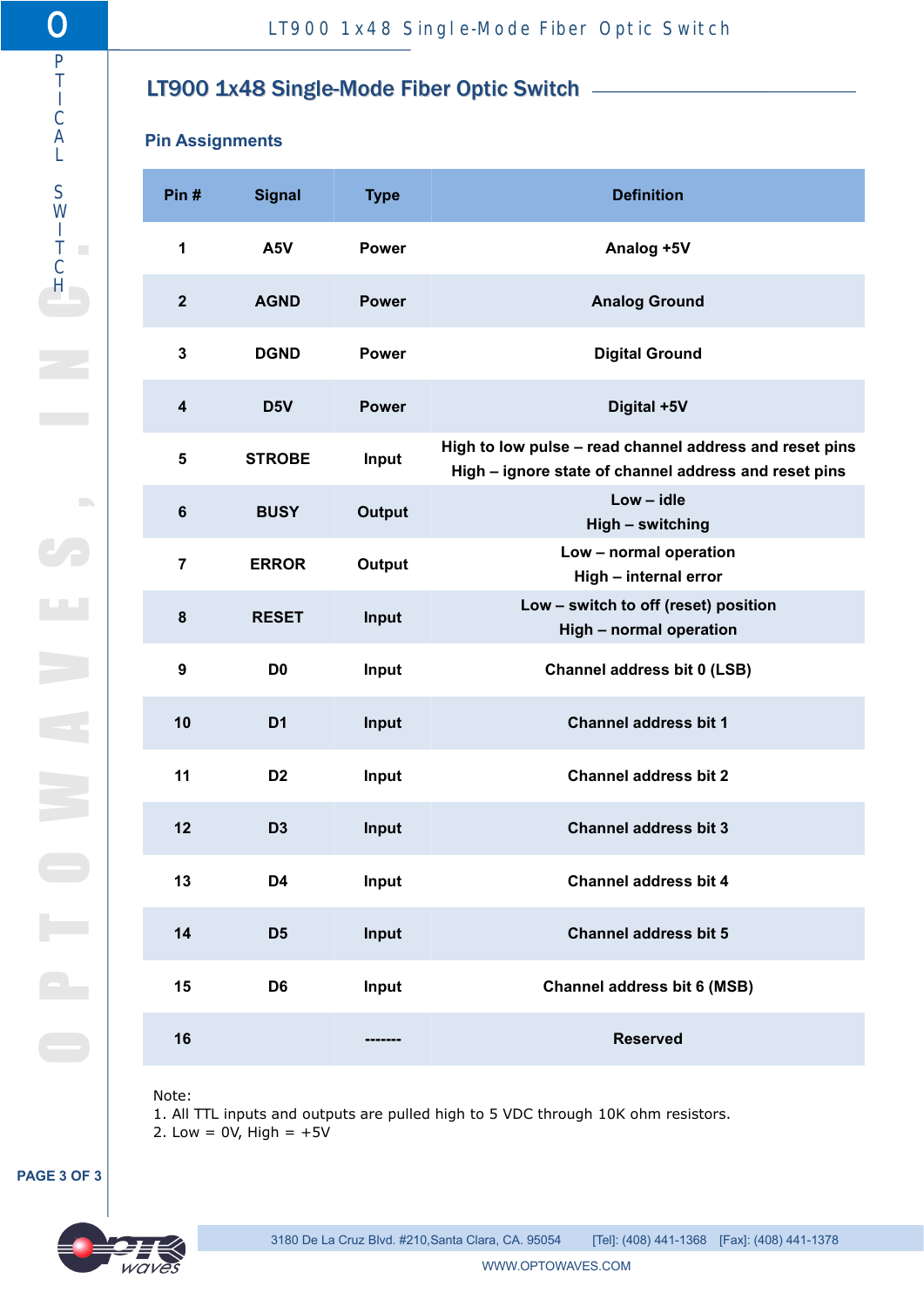## LT900 1x48 Single-Mode Fiber Optic Switch

### Pin Assignments

| Pin # | Signal | Type | Definition |
|---|---|---|---|
| 1 | A5V | Power | Analog +5V |
| 2 | AGND | Power | Analog Ground |
| 3 | DGND | Power | Digital Ground |
| 4 | D5V | Power | Digital +5V |
| 5 | STROBE | Input | High to low pulse – read channel address and reset pins<br>High – ignore state of channel address and reset pins |
| 6 | BUSY | Output | Low – idle<br>High – switching |
| 7 | ERROR | Output | Low – normal operation<br>High – internal error |
| 8 | RESET | Input | Low – switch to off (reset) position<br>High – normal operation |
| 9 | D0 | Input | Channel address bit 0 (LSB) |
| 10 | D1 | Input | Channel address bit 1 |
| 11 | D2 | Input | Channel address bit 2 |
| 12 | D3 | Input | Channel address bit 3 |
| 13 | D4 | Input | Channel address bit 4 |
| 14 | D5 | Input | Channel address bit 5 |
| 15 | D6 | Input | Channel address bit 6 (MSB) |
| 16 | ------- | | Reserved |

Note:
1. All TTL inputs and outputs are pulled high to 5 VDC through 10K ohm resistors.
2. Low = 0V, High = +5V

3180 De La Cruz Blvd. #210,Santa Clara, CA. 95054 [Tel]: (408) 441-1368 [Fax]: (408) 441-1378

WWW.OPTOWAVES.COM